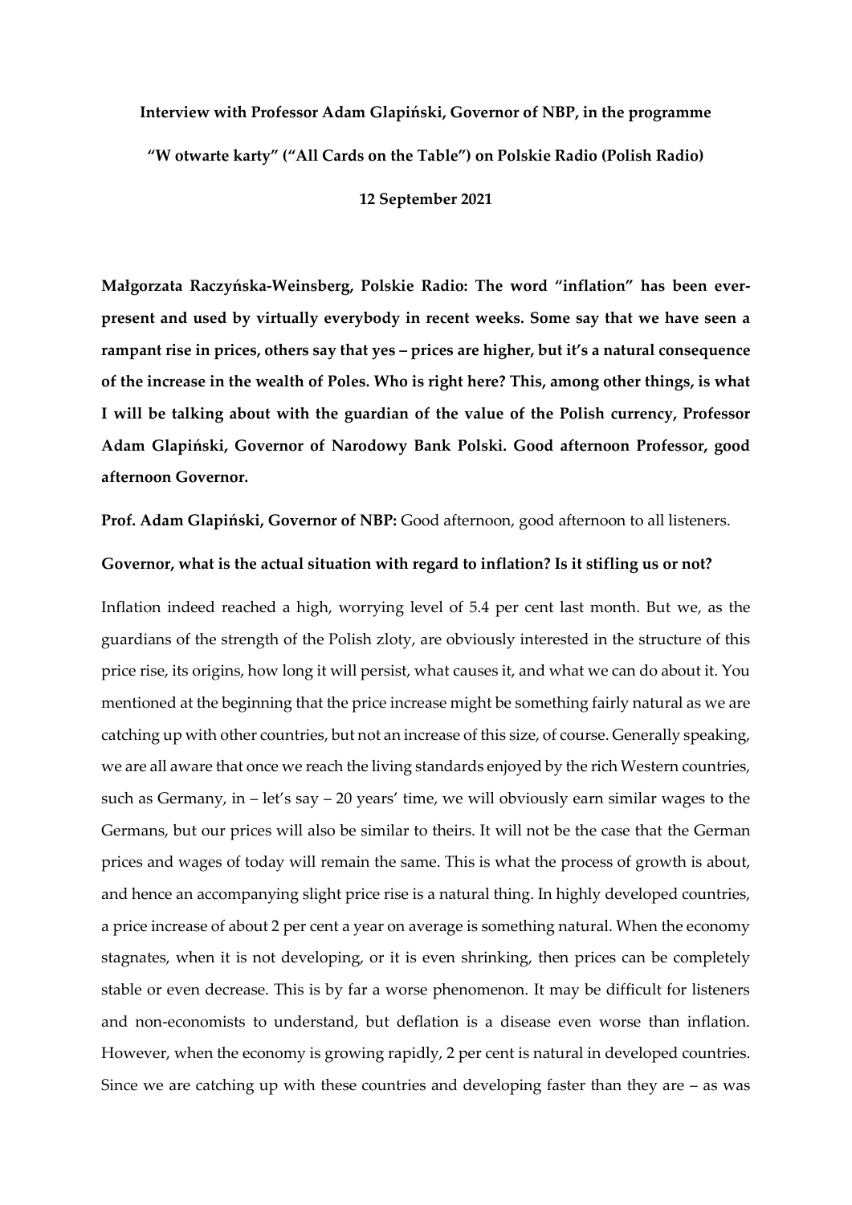**Interview with Professor Adam Glapiński, Governor of NBP, in the programme "W otwarte karty" ("All Cards on the Table") on Polskie Radio (Polish Radio)**

**12 September 2021**

**Małgorzata Raczyńska-Weinsberg, Polskie Radio: The word "inflation" has been ever-present and used by virtually everybody in recent weeks. Some say that we have seen a rampant rise in prices, others say that yes – prices are higher, but it's a natural consequence of the increase in the wealth of Poles. Who is right here? This, among other things, is what I will be talking about with the guardian of the value of the Polish currency, Professor Adam Glapiński, Governor of Narodowy Bank Polski. Good afternoon Professor, good afternoon Governor.**

**Prof. Adam Glapiński, Governor of NBP:** Good afternoon, good afternoon to all listeners.

**Governor, what is the actual situation with regard to inflation? Is it stifling us or not?**

Inflation indeed reached a high, worrying level of 5.4 per cent last month. But we, as the guardians of the strength of the Polish zloty, are obviously interested in the structure of this price rise, its origins, how long it will persist, what causes it, and what we can do about it. You mentioned at the beginning that the price increase might be something fairly natural as we are catching up with other countries, but not an increase of this size, of course. Generally speaking, we are all aware that once we reach the living standards enjoyed by the rich Western countries, such as Germany, in – let's say – 20 years' time, we will obviously earn similar wages to the Germans, but our prices will also be similar to theirs. It will not be the case that the German prices and wages of today will remain the same. This is what the process of growth is about, and hence an accompanying slight price rise is a natural thing. In highly developed countries, a price increase of about 2 per cent a year on average is something natural. When the economy stagnates, when it is not developing, or it is even shrinking, then prices can be completely stable or even decrease. This is by far a worse phenomenon. It may be difficult for listeners and non-economists to understand, but deflation is a disease even worse than inflation. However, when the economy is growing rapidly, 2 per cent is natural in developed countries. Since we are catching up with these countries and developing faster than they are – as was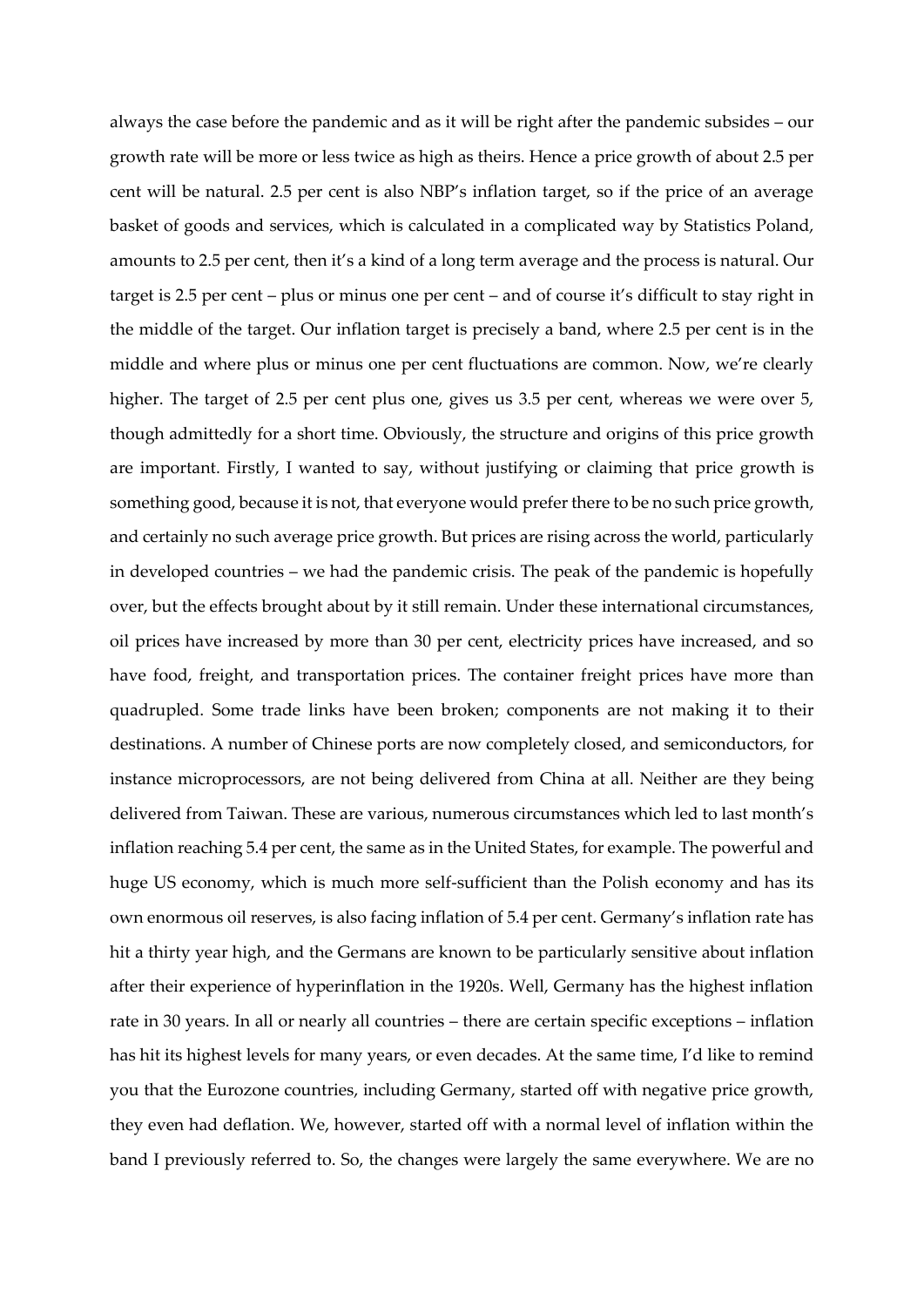always the case before the pandemic and as it will be right after the pandemic subsides – our growth rate will be more or less twice as high as theirs. Hence a price growth of about 2.5 per cent will be natural. 2.5 per cent is also NBP's inflation target, so if the price of an average basket of goods and services, which is calculated in a complicated way by Statistics Poland, amounts to 2.5 per cent, then it's a kind of a long term average and the process is natural. Our target is 2.5 per cent – plus or minus one per cent – and of course it's difficult to stay right in the middle of the target. Our inflation target is precisely a band, where 2.5 per cent is in the middle and where plus or minus one per cent fluctuations are common. Now, we're clearly higher. The target of 2.5 per cent plus one, gives us 3.5 per cent, whereas we were over 5, though admittedly for a short time. Obviously, the structure and origins of this price growth are important. Firstly, I wanted to say, without justifying or claiming that price growth is something good, because it is not, that everyone would prefer there to be no such price growth, and certainly no such average price growth. But prices are rising across the world, particularly in developed countries – we had the pandemic crisis. The peak of the pandemic is hopefully over, but the effects brought about by it still remain. Under these international circumstances, oil prices have increased by more than 30 per cent, electricity prices have increased, and so have food, freight, and transportation prices. The container freight prices have more than quadrupled. Some trade links have been broken; components are not making it to their destinations. A number of Chinese ports are now completely closed, and semiconductors, for instance microprocessors, are not being delivered from China at all. Neither are they being delivered from Taiwan. These are various, numerous circumstances which led to last month's inflation reaching 5.4 per cent, the same as in the United States, for example. The powerful and huge US economy, which is much more self-sufficient than the Polish economy and has its own enormous oil reserves, is also facing inflation of 5.4 per cent. Germany's inflation rate has hit a thirty year high, and the Germans are known to be particularly sensitive about inflation after their experience of hyperinflation in the 1920s. Well, Germany has the highest inflation rate in 30 years. In all or nearly all countries – there are certain specific exceptions – inflation has hit its highest levels for many years, or even decades. At the same time, I'd like to remind you that the Eurozone countries, including Germany, started off with negative price growth, they even had deflation. We, however, started off with a normal level of inflation within the band I previously referred to. So, the changes were largely the same everywhere. We are no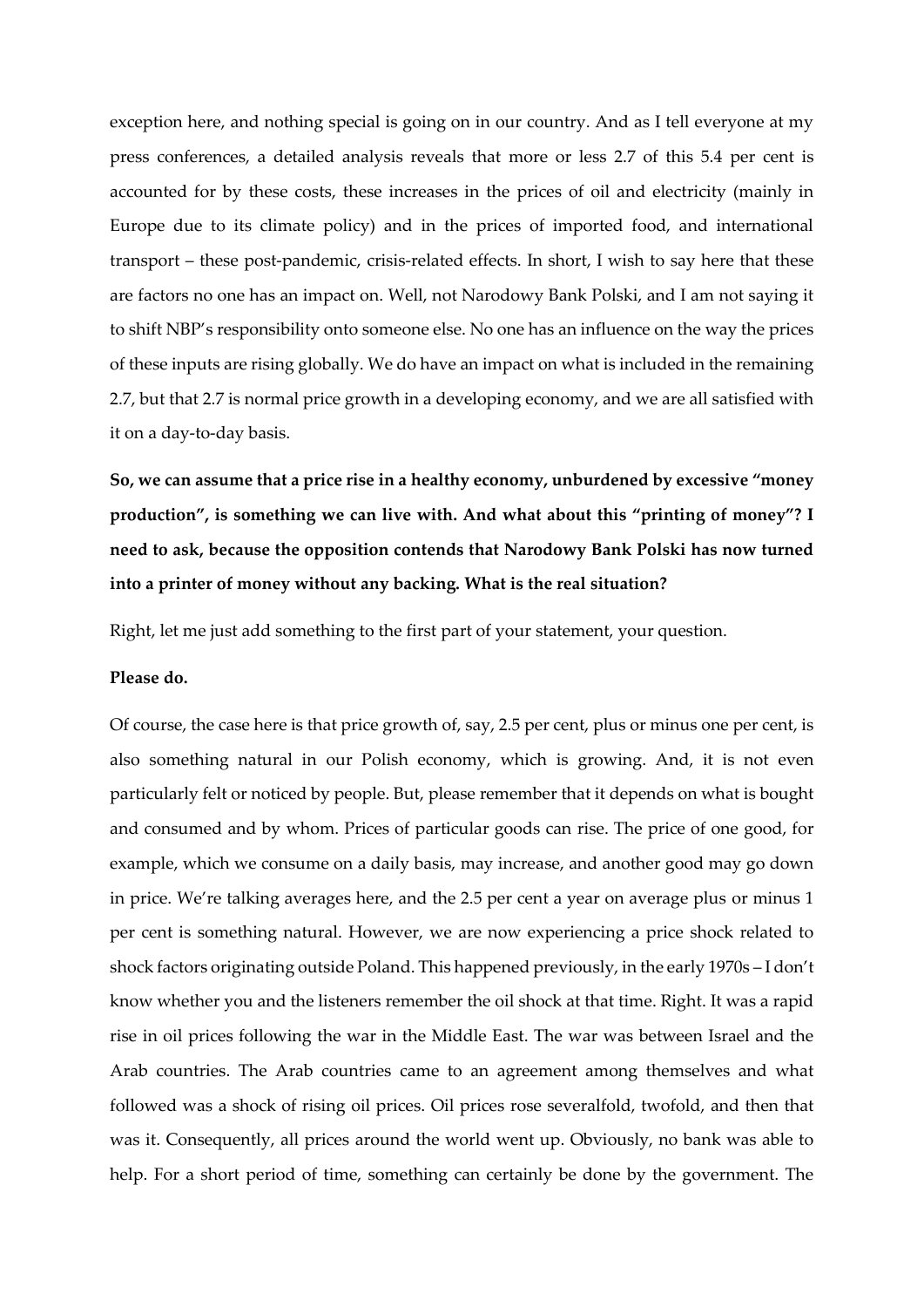exception here, and nothing special is going on in our country. And as I tell everyone at my press conferences, a detailed analysis reveals that more or less 2.7 of this 5.4 per cent is accounted for by these costs, these increases in the prices of oil and electricity (mainly in Europe due to its climate policy) and in the prices of imported food, and international transport – these post-pandemic, crisis-related effects. In short, I wish to say here that these are factors no one has an impact on. Well, not Narodowy Bank Polski, and I am not saying it to shift NBP's responsibility onto someone else. No one has an influence on the way the prices of these inputs are rising globally. We do have an impact on what is included in the remaining 2.7, but that 2.7 is normal price growth in a developing economy, and we are all satisfied with it on a day-to-day basis.

**So, we can assume that a price rise in a healthy economy, unburdened by excessive "money production", is something we can live with. And what about this "printing of money"? I need to ask, because the opposition contends that Narodowy Bank Polski has now turned into a printer of money without any backing. What is the real situation?**

Right, let me just add something to the first part of your statement, your question.

**Please do.**

Of course, the case here is that price growth of, say, 2.5 per cent, plus or minus one per cent, is also something natural in our Polish economy, which is growing. And, it is not even particularly felt or noticed by people. But, please remember that it depends on what is bought and consumed and by whom. Prices of particular goods can rise. The price of one good, for example, which we consume on a daily basis, may increase, and another good may go down in price. We're talking averages here, and the 2.5 per cent a year on average plus or minus 1 per cent is something natural. However, we are now experiencing a price shock related to shock factors originating outside Poland. This happened previously, in the early 1970s – I don't know whether you and the listeners remember the oil shock at that time. Right. It was a rapid rise in oil prices following the war in the Middle East. The war was between Israel and the Arab countries. The Arab countries came to an agreement among themselves and what followed was a shock of rising oil prices. Oil prices rose severalfold, twofold, and then that was it. Consequently, all prices around the world went up. Obviously, no bank was able to help. For a short period of time, something can certainly be done by the government. The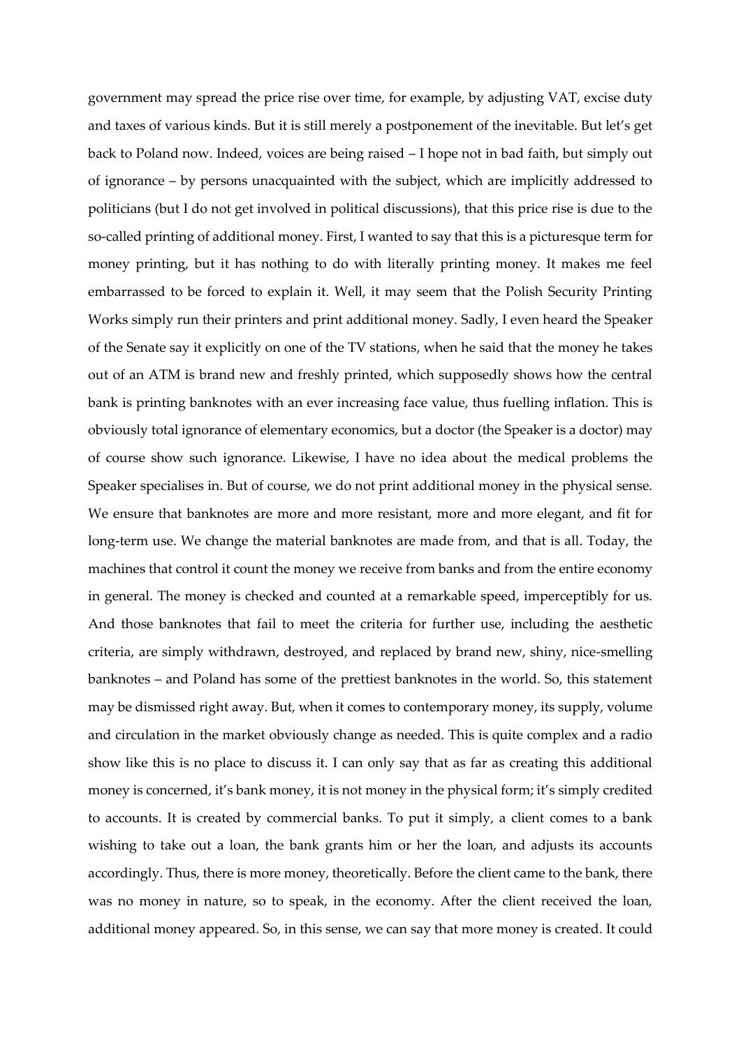government may spread the price rise over time, for example, by adjusting VAT, excise duty and taxes of various kinds. But it is still merely a postponement of the inevitable. But let's get back to Poland now. Indeed, voices are being raised – I hope not in bad faith, but simply out of ignorance – by persons unacquainted with the subject, which are implicitly addressed to politicians (but I do not get involved in political discussions), that this price rise is due to the so-called printing of additional money. First, I wanted to say that this is a picturesque term for money printing, but it has nothing to do with literally printing money. It makes me feel embarrassed to be forced to explain it. Well, it may seem that the Polish Security Printing Works simply run their printers and print additional money. Sadly, I even heard the Speaker of the Senate say it explicitly on one of the TV stations, when he said that the money he takes out of an ATM is brand new and freshly printed, which supposedly shows how the central bank is printing banknotes with an ever increasing face value, thus fuelling inflation. This is obviously total ignorance of elementary economics, but a doctor (the Speaker is a doctor) may of course show such ignorance. Likewise, I have no idea about the medical problems the Speaker specialises in. But of course, we do not print additional money in the physical sense. We ensure that banknotes are more and more resistant, more and more elegant, and fit for long-term use. We change the material banknotes are made from, and that is all. Today, the machines that control it count the money we receive from banks and from the entire economy in general. The money is checked and counted at a remarkable speed, imperceptibly for us. And those banknotes that fail to meet the criteria for further use, including the aesthetic criteria, are simply withdrawn, destroyed, and replaced by brand new, shiny, nice-smelling banknotes – and Poland has some of the prettiest banknotes in the world. So, this statement may be dismissed right away. But, when it comes to contemporary money, its supply, volume and circulation in the market obviously change as needed. This is quite complex and a radio show like this is no place to discuss it. I can only say that as far as creating this additional money is concerned, it's bank money, it is not money in the physical form; it's simply credited to accounts. It is created by commercial banks. To put it simply, a client comes to a bank wishing to take out a loan, the bank grants him or her the loan, and adjusts its accounts accordingly. Thus, there is more money, theoretically. Before the client came to the bank, there was no money in nature, so to speak, in the economy. After the client received the loan, additional money appeared. So, in this sense, we can say that more money is created. It could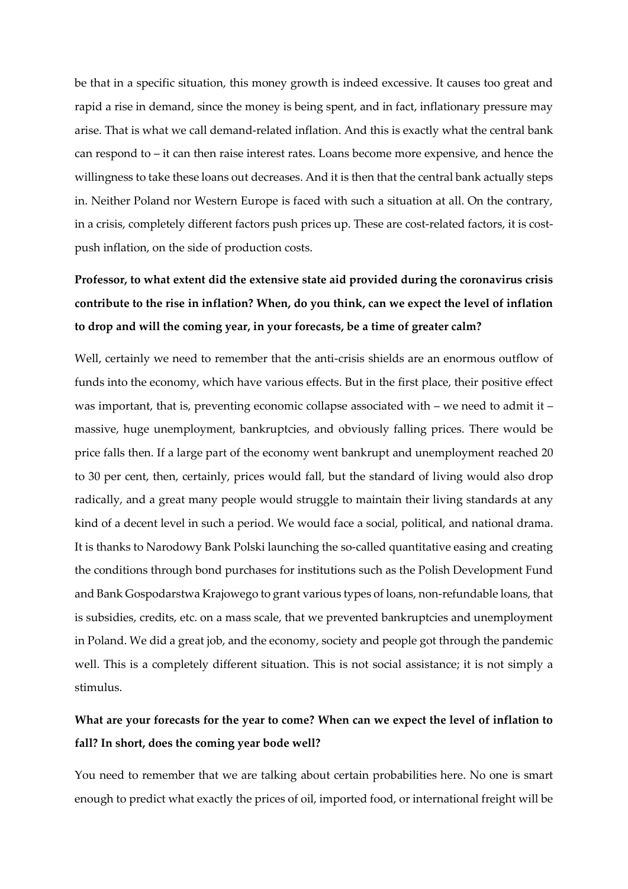be that in a specific situation, this money growth is indeed excessive. It causes too great and rapid a rise in demand, since the money is being spent, and in fact, inflationary pressure may arise. That is what we call demand-related inflation. And this is exactly what the central bank can respond to – it can then raise interest rates. Loans become more expensive, and hence the willingness to take these loans out decreases. And it is then that the central bank actually steps in. Neither Poland nor Western Europe is faced with such a situation at all. On the contrary, in a crisis, completely different factors push prices up. These are cost-related factors, it is cost-push inflation, on the side of production costs.

**Professor, to what extent did the extensive state aid provided during the coronavirus crisis contribute to the rise in inflation? When, do you think, can we expect the level of inflation to drop and will the coming year, in your forecasts, be a time of greater calm?**

Well, certainly we need to remember that the anti-crisis shields are an enormous outflow of funds into the economy, which have various effects. But in the first place, their positive effect was important, that is, preventing economic collapse associated with – we need to admit it – massive, huge unemployment, bankruptcies, and obviously falling prices. There would be price falls then. If a large part of the economy went bankrupt and unemployment reached 20 to 30 per cent, then, certainly, prices would fall, but the standard of living would also drop radically, and a great many people would struggle to maintain their living standards at any kind of a decent level in such a period. We would face a social, political, and national drama. It is thanks to Narodowy Bank Polski launching the so-called quantitative easing and creating the conditions through bond purchases for institutions such as the Polish Development Fund and Bank Gospodarstwa Krajowego to grant various types of loans, non-refundable loans, that is subsidies, credits, etc. on a mass scale, that we prevented bankruptcies and unemployment in Poland. We did a great job, and the economy, society and people got through the pandemic well. This is a completely different situation. This is not social assistance; it is not simply a stimulus.

**What are your forecasts for the year to come? When can we expect the level of inflation to fall? In short, does the coming year bode well?**

You need to remember that we are talking about certain probabilities here. No one is smart enough to predict what exactly the prices of oil, imported food, or international freight will be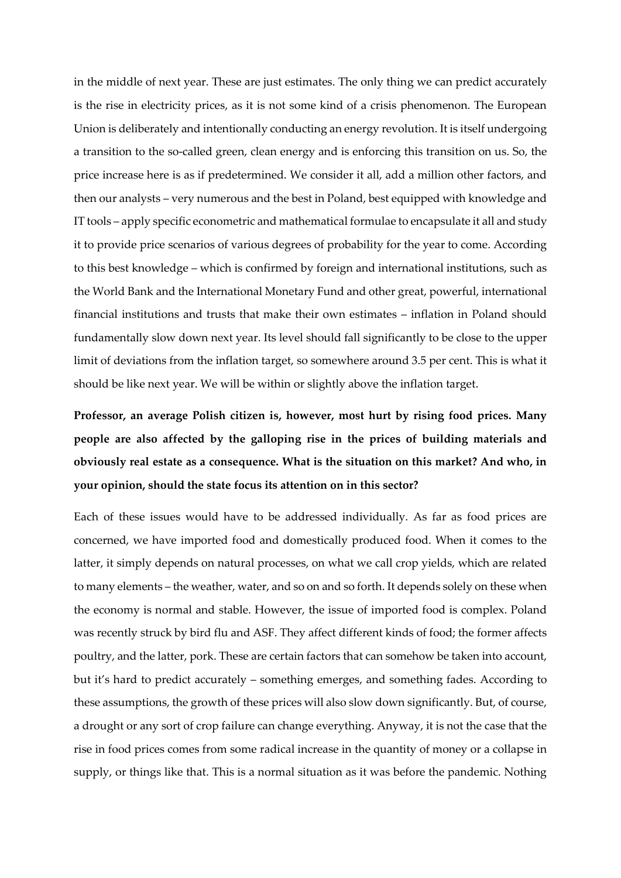in the middle of next year. These are just estimates. The only thing we can predict accurately is the rise in electricity prices, as it is not some kind of a crisis phenomenon. The European Union is deliberately and intentionally conducting an energy revolution. It is itself undergoing a transition to the so-called green, clean energy and is enforcing this transition on us. So, the price increase here is as if predetermined. We consider it all, add a million other factors, and then our analysts – very numerous and the best in Poland, best equipped with knowledge and IT tools – apply specific econometric and mathematical formulae to encapsulate it all and study it to provide price scenarios of various degrees of probability for the year to come. According to this best knowledge – which is confirmed by foreign and international institutions, such as the World Bank and the International Monetary Fund and other great, powerful, international financial institutions and trusts that make their own estimates – inflation in Poland should fundamentally slow down next year. Its level should fall significantly to be close to the upper limit of deviations from the inflation target, so somewhere around 3.5 per cent. This is what it should be like next year. We will be within or slightly above the inflation target.

**Professor, an average Polish citizen is, however, most hurt by rising food prices. Many people are also affected by the galloping rise in the prices of building materials and obviously real estate as a consequence. What is the situation on this market? And who, in your opinion, should the state focus its attention on in this sector?**

Each of these issues would have to be addressed individually. As far as food prices are concerned, we have imported food and domestically produced food. When it comes to the latter, it simply depends on natural processes, on what we call crop yields, which are related to many elements – the weather, water, and so on and so forth. It depends solely on these when the economy is normal and stable. However, the issue of imported food is complex. Poland was recently struck by bird flu and ASF. They affect different kinds of food; the former affects poultry, and the latter, pork. These are certain factors that can somehow be taken into account, but it's hard to predict accurately – something emerges, and something fades. According to these assumptions, the growth of these prices will also slow down significantly. But, of course, a drought or any sort of crop failure can change everything. Anyway, it is not the case that the rise in food prices comes from some radical increase in the quantity of money or a collapse in supply, or things like that. This is a normal situation as it was before the pandemic. Nothing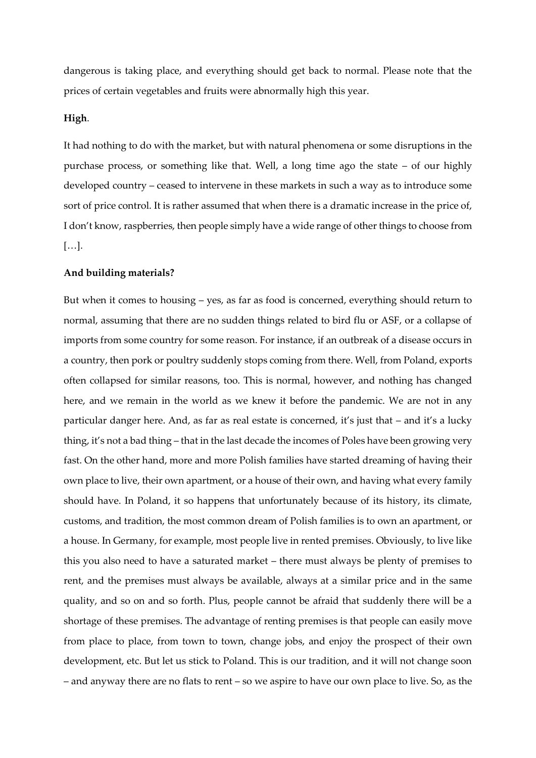dangerous is taking place, and everything should get back to normal. Please note that the prices of certain vegetables and fruits were abnormally high this year.

**High**.

It had nothing to do with the market, but with natural phenomena or some disruptions in the purchase process, or something like that. Well, a long time ago the state – of our highly developed country – ceased to intervene in these markets in such a way as to introduce some sort of price control. It is rather assumed that when there is a dramatic increase in the price of, I don't know, raspberries, then people simply have a wide range of other things to choose from […].

**And building materials?**

But when it comes to housing – yes, as far as food is concerned, everything should return to normal, assuming that there are no sudden things related to bird flu or ASF, or a collapse of imports from some country for some reason. For instance, if an outbreak of a disease occurs in a country, then pork or poultry suddenly stops coming from there. Well, from Poland, exports often collapsed for similar reasons, too. This is normal, however, and nothing has changed here, and we remain in the world as we knew it before the pandemic. We are not in any particular danger here. And, as far as real estate is concerned, it's just that – and it's a lucky thing, it's not a bad thing – that in the last decade the incomes of Poles have been growing very fast. On the other hand, more and more Polish families have started dreaming of having their own place to live, their own apartment, or a house of their own, and having what every family should have. In Poland, it so happens that unfortunately because of its history, its climate, customs, and tradition, the most common dream of Polish families is to own an apartment, or a house. In Germany, for example, most people live in rented premises. Obviously, to live like this you also need to have a saturated market – there must always be plenty of premises to rent, and the premises must always be available, always at a similar price and in the same quality, and so on and so forth. Plus, people cannot be afraid that suddenly there will be a shortage of these premises. The advantage of renting premises is that people can easily move from place to place, from town to town, change jobs, and enjoy the prospect of their own development, etc. But let us stick to Poland. This is our tradition, and it will not change soon – and anyway there are no flats to rent – so we aspire to have our own place to live. So, as the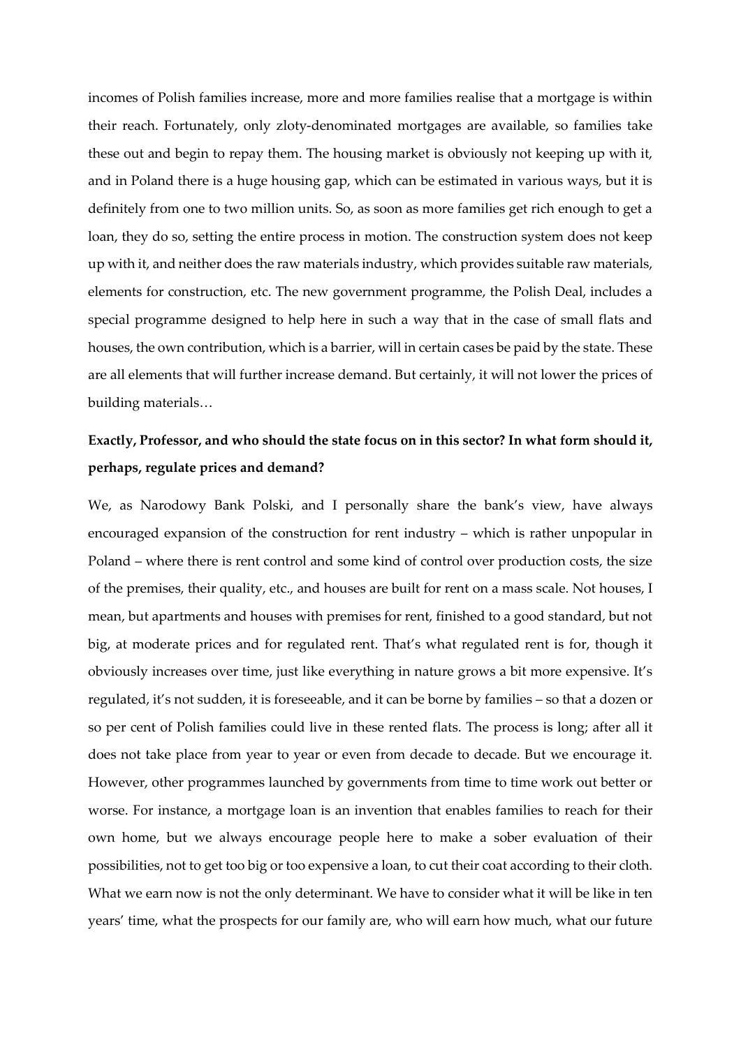incomes of Polish families increase, more and more families realise that a mortgage is within their reach. Fortunately, only zloty-denominated mortgages are available, so families take these out and begin to repay them. The housing market is obviously not keeping up with it, and in Poland there is a huge housing gap, which can be estimated in various ways, but it is definitely from one to two million units. So, as soon as more families get rich enough to get a loan, they do so, setting the entire process in motion. The construction system does not keep up with it, and neither does the raw materials industry, which provides suitable raw materials, elements for construction, etc. The new government programme, the Polish Deal, includes a special programme designed to help here in such a way that in the case of small flats and houses, the own contribution, which is a barrier, will in certain cases be paid by the state. These are all elements that will further increase demand. But certainly, it will not lower the prices of building materials…

**Exactly, Professor, and who should the state focus on in this sector? In what form should it, perhaps, regulate prices and demand?**

We, as Narodowy Bank Polski, and I personally share the bank's view, have always encouraged expansion of the construction for rent industry – which is rather unpopular in Poland – where there is rent control and some kind of control over production costs, the size of the premises, their quality, etc., and houses are built for rent on a mass scale. Not houses, I mean, but apartments and houses with premises for rent, finished to a good standard, but not big, at moderate prices and for regulated rent. That's what regulated rent is for, though it obviously increases over time, just like everything in nature grows a bit more expensive. It's regulated, it's not sudden, it is foreseeable, and it can be borne by families – so that a dozen or so per cent of Polish families could live in these rented flats. The process is long; after all it does not take place from year to year or even from decade to decade. But we encourage it. However, other programmes launched by governments from time to time work out better or worse. For instance, a mortgage loan is an invention that enables families to reach for their own home, but we always encourage people here to make a sober evaluation of their possibilities, not to get too big or too expensive a loan, to cut their coat according to their cloth. What we earn now is not the only determinant. We have to consider what it will be like in ten years' time, what the prospects for our family are, who will earn how much, what our future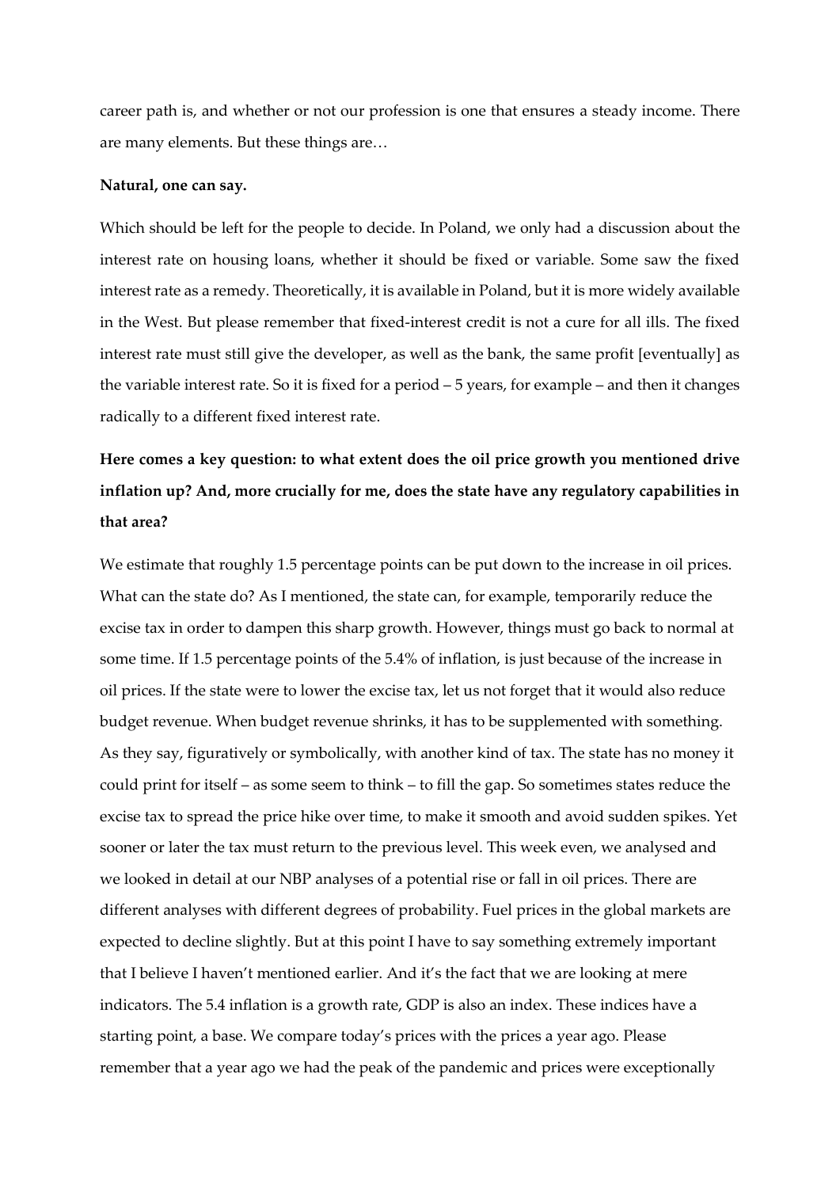career path is, and whether or not our profession is one that ensures a steady income. There are many elements. But these things are…

**Natural, one can say.**

Which should be left for the people to decide. In Poland, we only had a discussion about the interest rate on housing loans, whether it should be fixed or variable. Some saw the fixed interest rate as a remedy. Theoretically, it is available in Poland, but it is more widely available in the West. But please remember that fixed-interest credit is not a cure for all ills. The fixed interest rate must still give the developer, as well as the bank, the same profit [eventually] as the variable interest rate. So it is fixed for a period – 5 years, for example – and then it changes radically to a different fixed interest rate.

**Here comes a key question: to what extent does the oil price growth you mentioned drive inflation up? And, more crucially for me, does the state have any regulatory capabilities in that area?**

We estimate that roughly 1.5 percentage points can be put down to the increase in oil prices. What can the state do? As I mentioned, the state can, for example, temporarily reduce the excise tax in order to dampen this sharp growth. However, things must go back to normal at some time. If 1.5 percentage points of the 5.4% of inflation, is just because of the increase in oil prices. If the state were to lower the excise tax, let us not forget that it would also reduce budget revenue. When budget revenue shrinks, it has to be supplemented with something. As they say, figuratively or symbolically, with another kind of tax. The state has no money it could print for itself – as some seem to think – to fill the gap. So sometimes states reduce the excise tax to spread the price hike over time, to make it smooth and avoid sudden spikes. Yet sooner or later the tax must return to the previous level. This week even, we analysed and we looked in detail at our NBP analyses of a potential rise or fall in oil prices. There are different analyses with different degrees of probability. Fuel prices in the global markets are expected to decline slightly. But at this point I have to say something extremely important that I believe I haven't mentioned earlier. And it's the fact that we are looking at mere indicators. The 5.4 inflation is a growth rate, GDP is also an index. These indices have a starting point, a base. We compare today's prices with the prices a year ago. Please remember that a year ago we had the peak of the pandemic and prices were exceptionally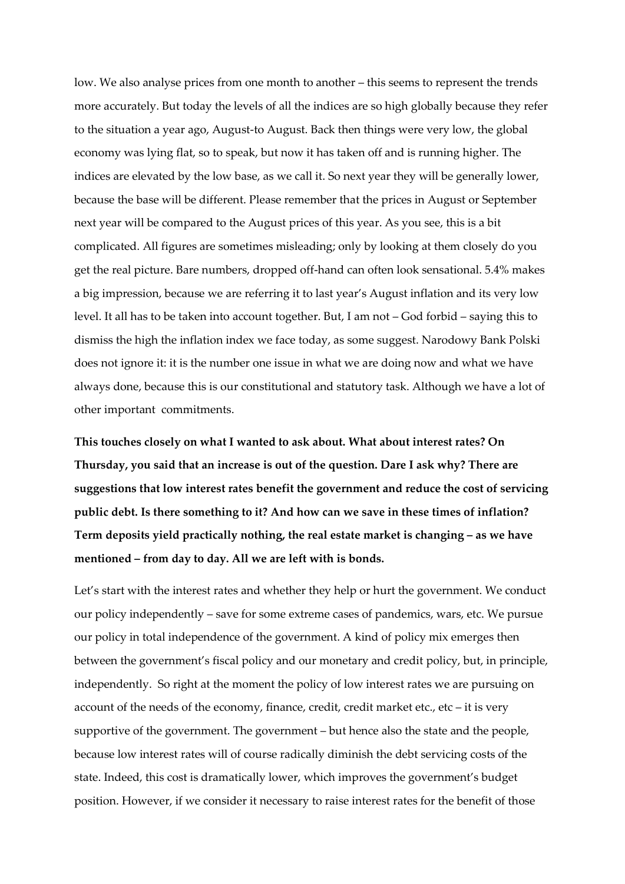low. We also analyse prices from one month to another – this seems to represent the trends more accurately. But today the levels of all the indices are so high globally because they refer to the situation a year ago, August-to August. Back then things were very low, the global economy was lying flat, so to speak, but now it has taken off and is running higher. The indices are elevated by the low base, as we call it. So next year they will be generally lower, because the base will be different. Please remember that the prices in August or September next year will be compared to the August prices of this year. As you see, this is a bit complicated. All figures are sometimes misleading; only by looking at them closely do you get the real picture. Bare numbers, dropped off-hand can often look sensational. 5.4% makes a big impression, because we are referring it to last year's August inflation and its very low level. It all has to be taken into account together. But, I am not – God forbid – saying this to dismiss the high the inflation index we face today, as some suggest. Narodowy Bank Polski does not ignore it: it is the number one issue in what we are doing now and what we have always done, because this is our constitutional and statutory task. Although we have a lot of other important commitments.

**This touches closely on what I wanted to ask about. What about interest rates? On Thursday, you said that an increase is out of the question. Dare I ask why? There are suggestions that low interest rates benefit the government and reduce the cost of servicing public debt. Is there something to it? And how can we save in these times of inflation? Term deposits yield practically nothing, the real estate market is changing – as we have mentioned – from day to day. All we are left with is bonds.**

Let's start with the interest rates and whether they help or hurt the government. We conduct our policy independently – save for some extreme cases of pandemics, wars, etc. We pursue our policy in total independence of the government. A kind of policy mix emerges then between the government's fiscal policy and our monetary and credit policy, but, in principle, independently. So right at the moment the policy of low interest rates we are pursuing on account of the needs of the economy, finance, credit, credit market etc., etc – it is very supportive of the government. The government – but hence also the state and the people, because low interest rates will of course radically diminish the debt servicing costs of the state. Indeed, this cost is dramatically lower, which improves the government's budget position. However, if we consider it necessary to raise interest rates for the benefit of those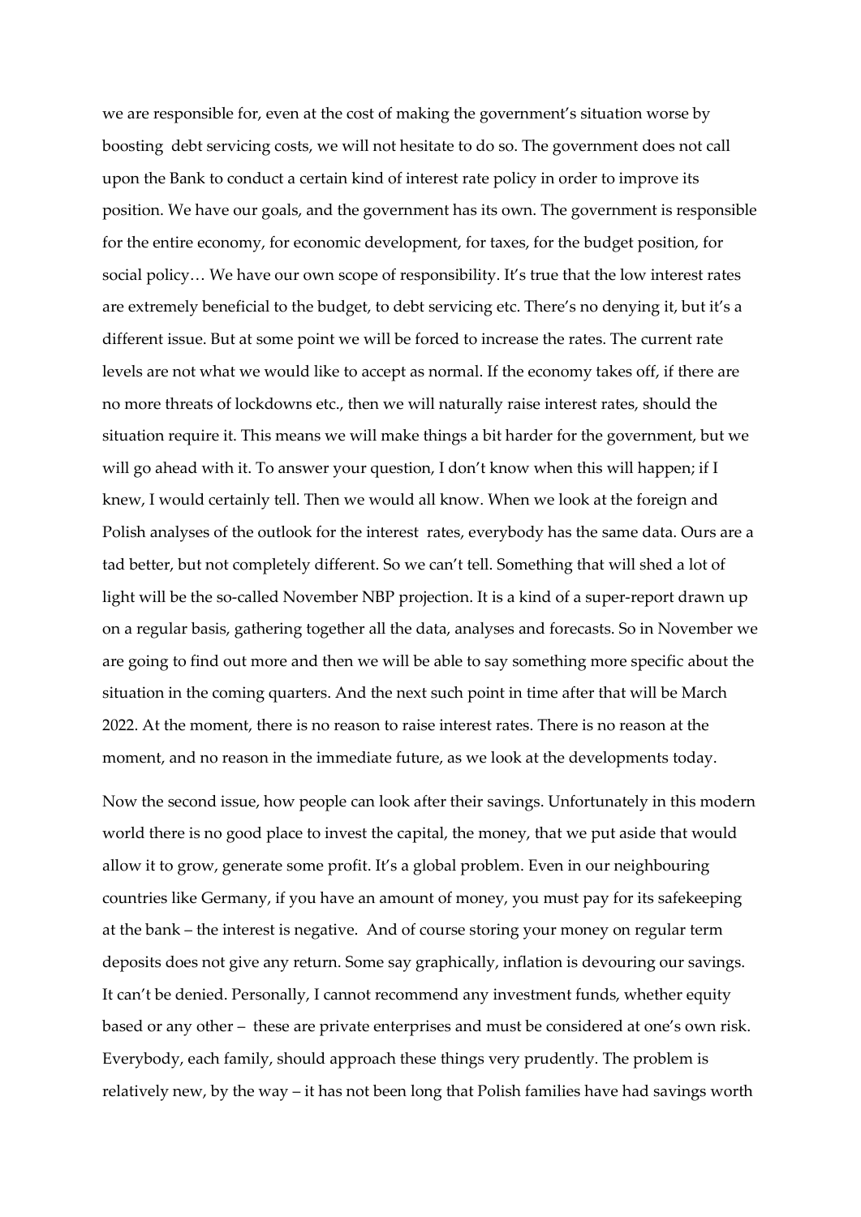we are responsible for, even at the cost of making the government's situation worse by boosting debt servicing costs, we will not hesitate to do so. The government does not call upon the Bank to conduct a certain kind of interest rate policy in order to improve its position. We have our goals, and the government has its own. The government is responsible for the entire economy, for economic development, for taxes, for the budget position, for social policy… We have our own scope of responsibility. It's true that the low interest rates are extremely beneficial to the budget, to debt servicing etc. There's no denying it, but it's a different issue. But at some point we will be forced to increase the rates. The current rate levels are not what we would like to accept as normal. If the economy takes off, if there are no more threats of lockdowns etc., then we will naturally raise interest rates, should the situation require it. This means we will make things a bit harder for the government, but we will go ahead with it. To answer your question, I don't know when this will happen; if I knew, I would certainly tell. Then we would all know. When we look at the foreign and Polish analyses of the outlook for the interest rates, everybody has the same data. Ours are a tad better, but not completely different. So we can't tell. Something that will shed a lot of light will be the so-called November NBP projection. It is a kind of a super-report drawn up on a regular basis, gathering together all the data, analyses and forecasts. So in November we are going to find out more and then we will be able to say something more specific about the situation in the coming quarters. And the next such point in time after that will be March 2022. At the moment, there is no reason to raise interest rates. There is no reason at the moment, and no reason in the immediate future, as we look at the developments today.

Now the second issue, how people can look after their savings. Unfortunately in this modern world there is no good place to invest the capital, the money, that we put aside that would allow it to grow, generate some profit. It's a global problem. Even in our neighbouring countries like Germany, if you have an amount of money, you must pay for its safekeeping at the bank – the interest is negative. And of course storing your money on regular term deposits does not give any return. Some say graphically, inflation is devouring our savings. It can't be denied. Personally, I cannot recommend any investment funds, whether equity based or any other – these are private enterprises and must be considered at one's own risk. Everybody, each family, should approach these things very prudently. The problem is relatively new, by the way – it has not been long that Polish families have had savings worth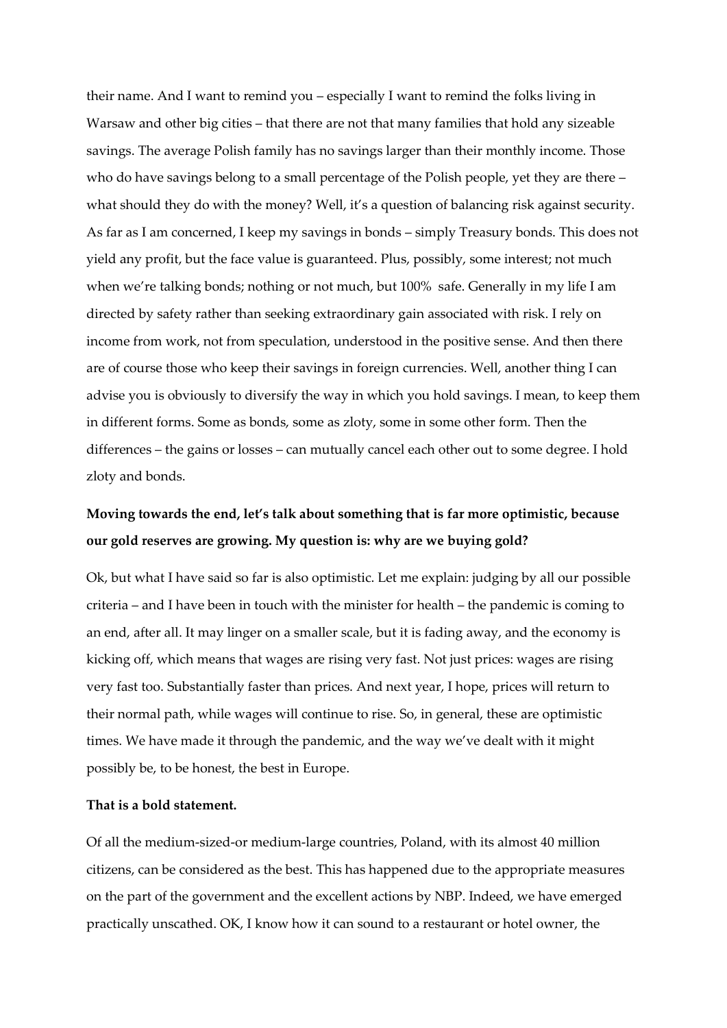their name. And I want to remind you – especially I want to remind the folks living in Warsaw and other big cities – that there are not that many families that hold any sizeable savings. The average Polish family has no savings larger than their monthly income. Those who do have savings belong to a small percentage of the Polish people, yet they are there – what should they do with the money? Well, it's a question of balancing risk against security. As far as I am concerned, I keep my savings in bonds – simply Treasury bonds. This does not yield any profit, but the face value is guaranteed. Plus, possibly, some interest; not much when we're talking bonds; nothing or not much, but 100% safe. Generally in my life I am directed by safety rather than seeking extraordinary gain associated with risk. I rely on income from work, not from speculation, understood in the positive sense. And then there are of course those who keep their savings in foreign currencies. Well, another thing I can advise you is obviously to diversify the way in which you hold savings. I mean, to keep them in different forms. Some as bonds, some as zloty, some in some other form. Then the differences – the gains or losses – can mutually cancel each other out to some degree. I hold zloty and bonds.

**Moving towards the end, let's talk about something that is far more optimistic, because our gold reserves are growing. My question is: why are we buying gold?**

Ok, but what I have said so far is also optimistic. Let me explain: judging by all our possible criteria – and I have been in touch with the minister for health – the pandemic is coming to an end, after all. It may linger on a smaller scale, but it is fading away, and the economy is kicking off, which means that wages are rising very fast. Not just prices: wages are rising very fast too. Substantially faster than prices. And next year, I hope, prices will return to their normal path, while wages will continue to rise. So, in general, these are optimistic times. We have made it through the pandemic, and the way we've dealt with it might possibly be, to be honest, the best in Europe.

**That is a bold statement.**

Of all the medium-sized-or medium-large countries, Poland, with its almost 40 million citizens, can be considered as the best. This has happened due to the appropriate measures on the part of the government and the excellent actions by NBP. Indeed, we have emerged practically unscathed. OK, I know how it can sound to a restaurant or hotel owner, the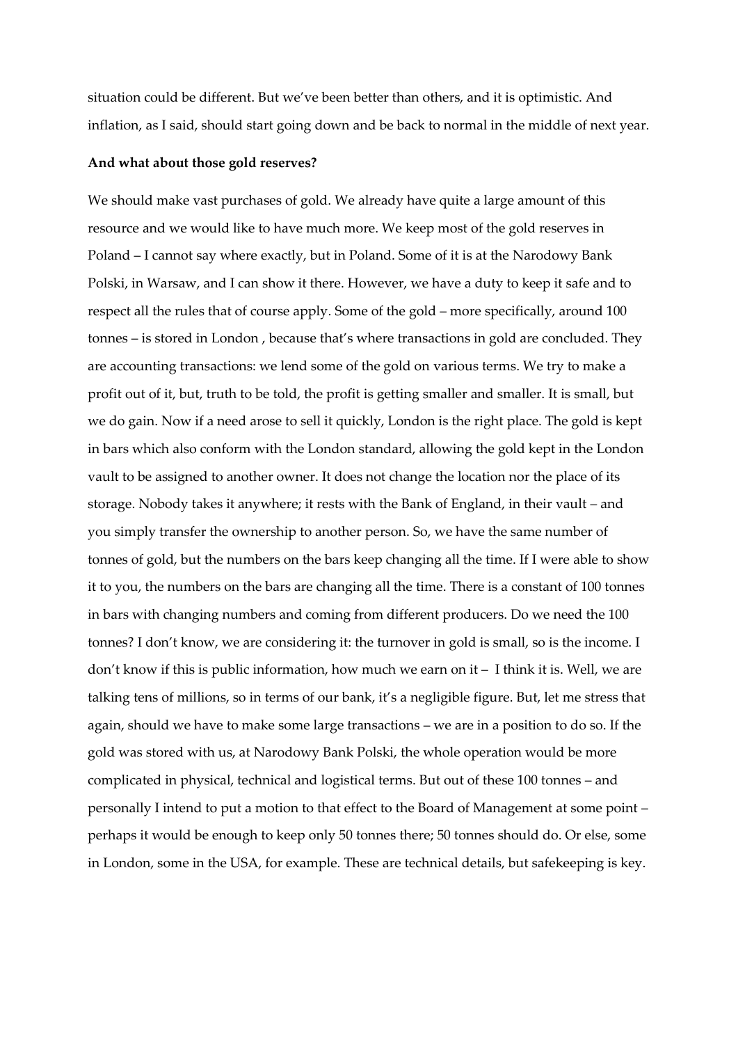situation could be different. But we've been better than others, and it is optimistic. And inflation, as I said, should start going down and be back to normal in the middle of next year.

**And what about those gold reserves?**

We should make vast purchases of gold. We already have quite a large amount of this resource and we would like to have much more. We keep most of the gold reserves in Poland – I cannot say where exactly, but in Poland. Some of it is at the Narodowy Bank Polski, in Warsaw, and I can show it there. However, we have a duty to keep it safe and to respect all the rules that of course apply. Some of the gold – more specifically, around 100 tonnes – is stored in London , because that's where transactions in gold are concluded. They are accounting transactions: we lend some of the gold on various terms. We try to make a profit out of it, but, truth to be told, the profit is getting smaller and smaller. It is small, but we do gain. Now if a need arose to sell it quickly, London is the right place. The gold is kept in bars which also conform with the London standard, allowing the gold kept in the London vault to be assigned to another owner. It does not change the location nor the place of its storage. Nobody takes it anywhere; it rests with the Bank of England, in their vault – and you simply transfer the ownership to another person. So, we have the same number of tonnes of gold, but the numbers on the bars keep changing all the time. If I were able to show it to you, the numbers on the bars are changing all the time. There is a constant of 100 tonnes in bars with changing numbers and coming from different producers. Do we need the 100 tonnes? I don't know, we are considering it: the turnover in gold is small, so is the income. I don't know if this is public information, how much we earn on it – I think it is. Well, we are talking tens of millions, so in terms of our bank, it's a negligible figure. But, let me stress that again, should we have to make some large transactions – we are in a position to do so. If the gold was stored with us, at Narodowy Bank Polski, the whole operation would be more complicated in physical, technical and logistical terms. But out of these 100 tonnes – and personally I intend to put a motion to that effect to the Board of Management at some point – perhaps it would be enough to keep only 50 tonnes there; 50 tonnes should do. Or else, some in London, some in the USA, for example. These are technical details, but safekeeping is key.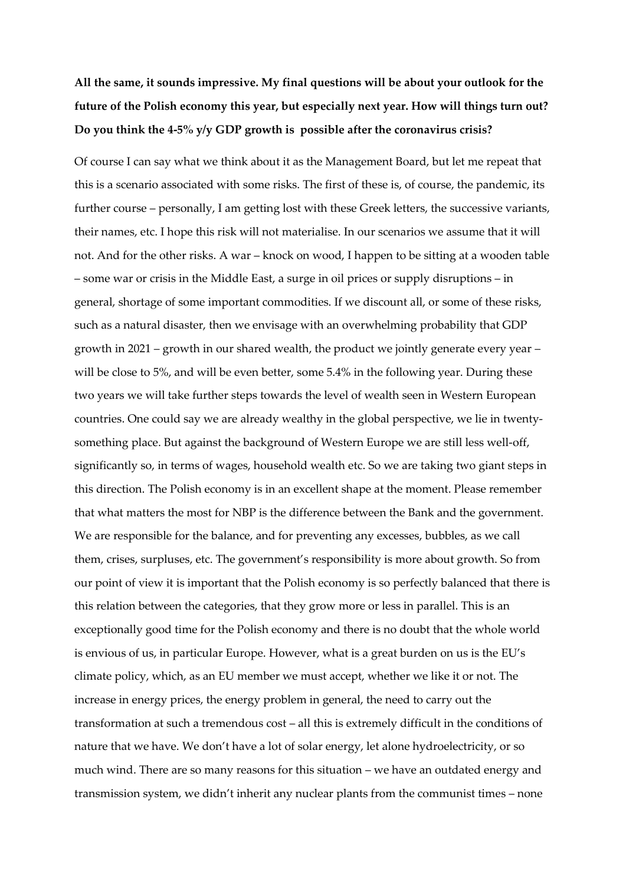**All the same, it sounds impressive. My final questions will be about your outlook for the future of the Polish economy this year, but especially next year. How will things turn out? Do you think the 4-5% y/y GDP growth is possible after the coronavirus crisis?**

Of course I can say what we think about it as the Management Board, but let me repeat that this is a scenario associated with some risks. The first of these is, of course, the pandemic, its further course – personally, I am getting lost with these Greek letters, the successive variants, their names, etc. I hope this risk will not materialise. In our scenarios we assume that it will not. And for the other risks. A war – knock on wood, I happen to be sitting at a wooden table – some war or crisis in the Middle East, a surge in oil prices or supply disruptions – in general, shortage of some important commodities. If we discount all, or some of these risks, such as a natural disaster, then we envisage with an overwhelming probability that GDP growth in 2021 – growth in our shared wealth, the product we jointly generate every year – will be close to 5%, and will be even better, some 5.4% in the following year. During these two years we will take further steps towards the level of wealth seen in Western European countries. One could say we are already wealthy in the global perspective, we lie in twenty-something place. But against the background of Western Europe we are still less well-off, significantly so, in terms of wages, household wealth etc. So we are taking two giant steps in this direction. The Polish economy is in an excellent shape at the moment. Please remember that what matters the most for NBP is the difference between the Bank and the government. We are responsible for the balance, and for preventing any excesses, bubbles, as we call them, crises, surpluses, etc. The government's responsibility is more about growth. So from our point of view it is important that the Polish economy is so perfectly balanced that there is this relation between the categories, that they grow more or less in parallel. This is an exceptionally good time for the Polish economy and there is no doubt that the whole world is envious of us, in particular Europe. However, what is a great burden on us is the EU's climate policy, which, as an EU member we must accept, whether we like it or not. The increase in energy prices, the energy problem in general, the need to carry out the transformation at such a tremendous cost – all this is extremely difficult in the conditions of nature that we have. We don't have a lot of solar energy, let alone hydroelectricity, or so much wind. There are so many reasons for this situation – we have an outdated energy and transmission system, we didn't inherit any nuclear plants from the communist times – none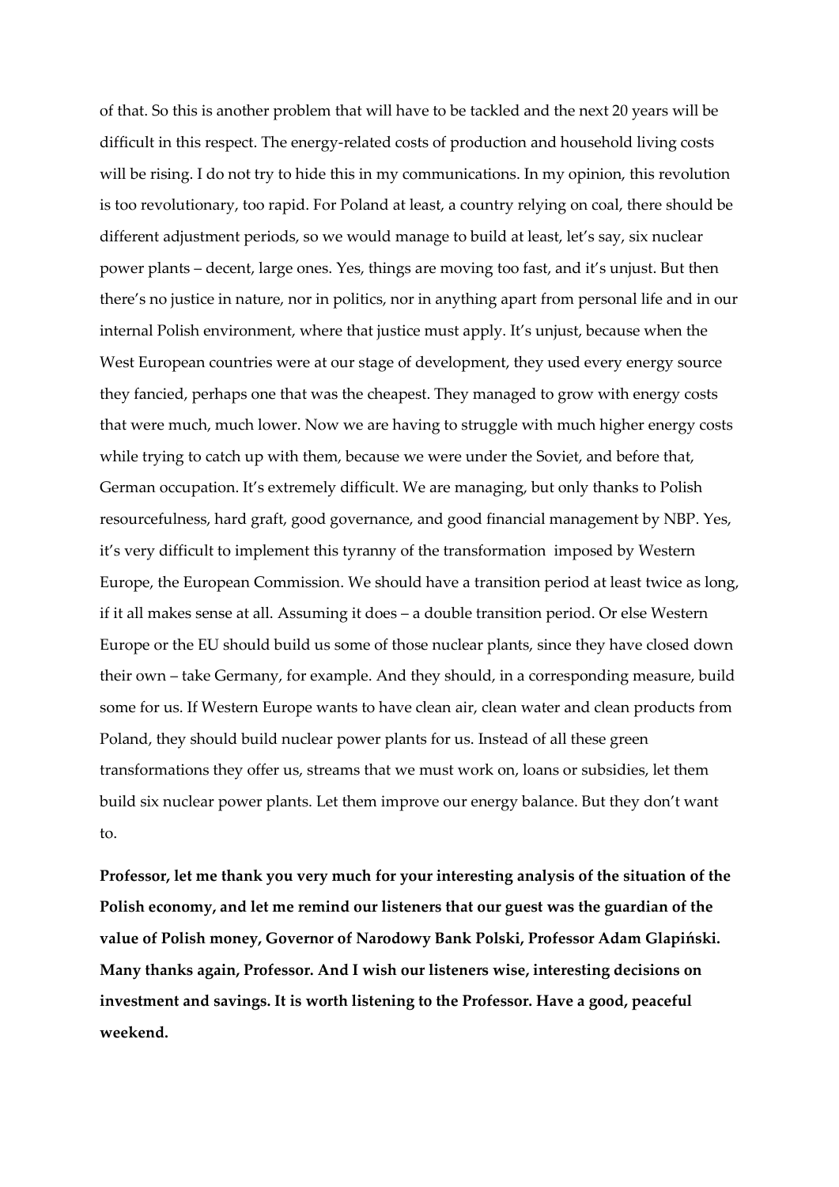of that. So this is another problem that will have to be tackled and the next 20 years will be difficult in this respect. The energy-related costs of production and household living costs will be rising. I do not try to hide this in my communications. In my opinion, this revolution is too revolutionary, too rapid. For Poland at least, a country relying on coal, there should be different adjustment periods, so we would manage to build at least, let's say, six nuclear power plants – decent, large ones. Yes, things are moving too fast, and it's unjust. But then there's no justice in nature, nor in politics, nor in anything apart from personal life and in our internal Polish environment, where that justice must apply. It's unjust, because when the West European countries were at our stage of development, they used every energy source they fancied, perhaps one that was the cheapest. They managed to grow with energy costs that were much, much lower. Now we are having to struggle with much higher energy costs while trying to catch up with them, because we were under the Soviet, and before that, German occupation. It's extremely difficult. We are managing, but only thanks to Polish resourcefulness, hard graft, good governance, and good financial management by NBP. Yes, it's very difficult to implement this tyranny of the transformation imposed by Western Europe, the European Commission. We should have a transition period at least twice as long, if it all makes sense at all. Assuming it does – a double transition period. Or else Western Europe or the EU should build us some of those nuclear plants, since they have closed down their own – take Germany, for example. And they should, in a corresponding measure, build some for us. If Western Europe wants to have clean air, clean water and clean products from Poland, they should build nuclear power plants for us. Instead of all these green transformations they offer us, streams that we must work on, loans or subsidies, let them build six nuclear power plants. Let them improve our energy balance. But they don't want to.

**Professor, let me thank you very much for your interesting analysis of the situation of the Polish economy, and let me remind our listeners that our guest was the guardian of the value of Polish money, Governor of Narodowy Bank Polski, Professor Adam Glapiński. Many thanks again, Professor. And I wish our listeners wise, interesting decisions on investment and savings. It is worth listening to the Professor. Have a good, peaceful weekend.**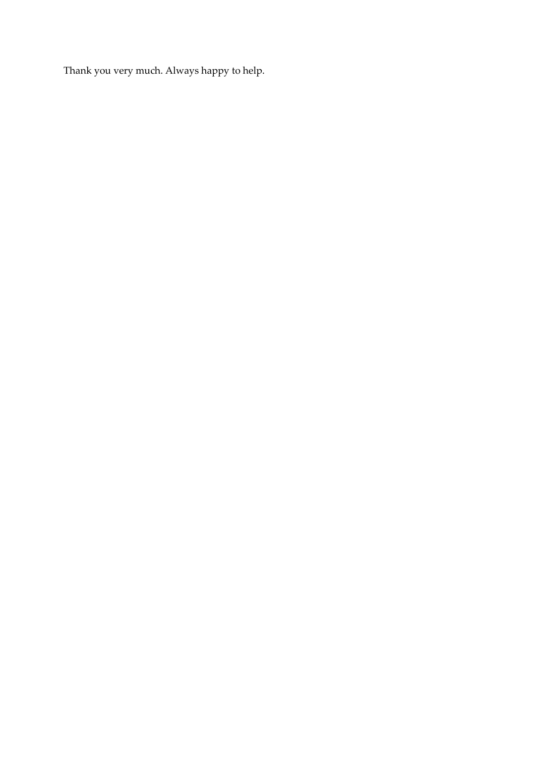Thank you very much. Always happy to help.